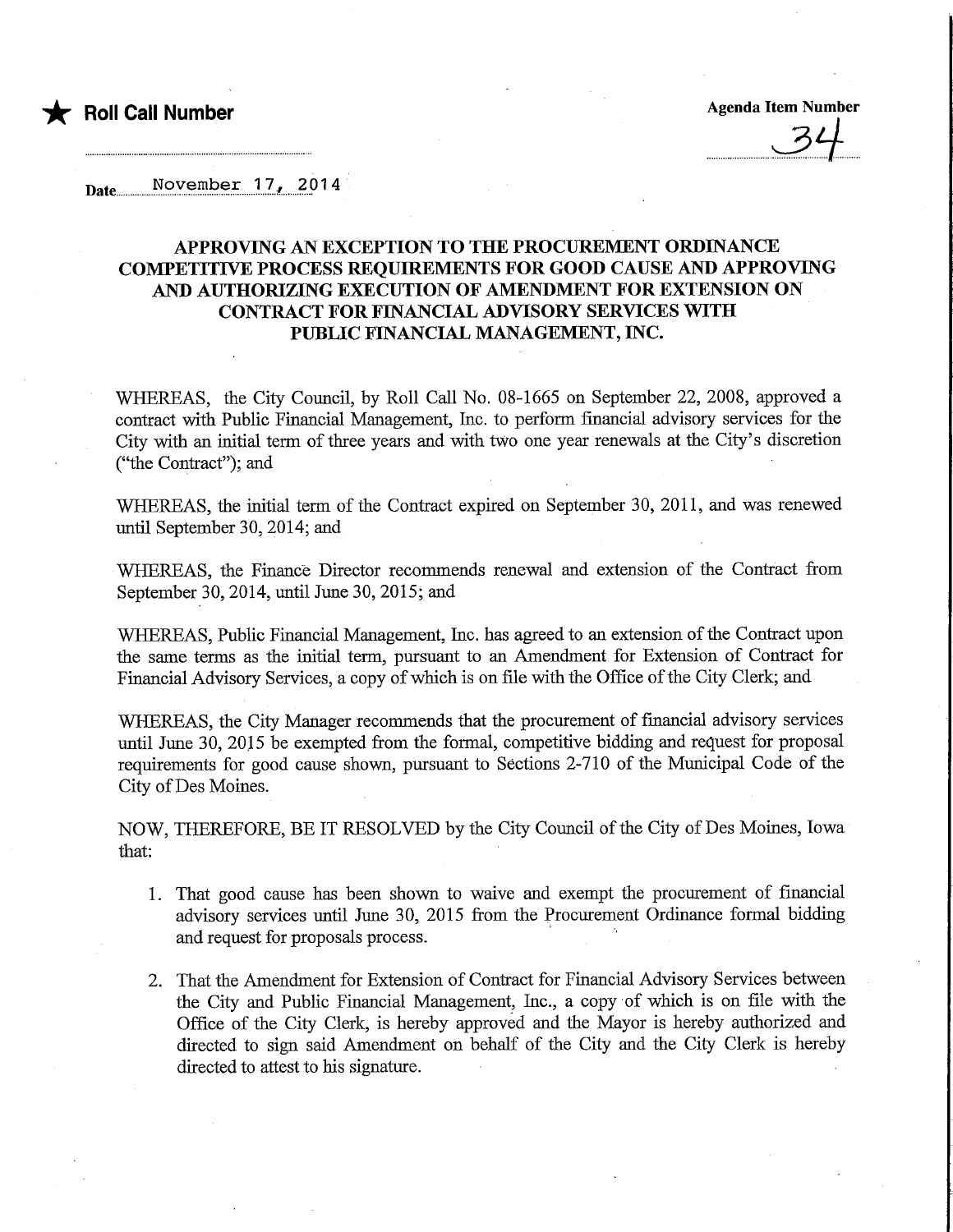★ **Roll Call Number**

**Agenda Item Number**

34

Date November 17, 2014

## APPROVING AN EXCEPTION TO THE PROCUREMENT ORDINANCE COMPETITIVE PROCESS REQUIREMENTS FOR GOOD CAUSE AND APPROVING AND AUTHORIZING EXECUTION OF AMENDMENT FOR EXTENSION ON CONTRACT FOR FINANCIAL ADVISORY SERVICES WITH PUBLIC FINANCIAL MANAGEMENT, INC.

WHEREAS, the City Council, by Roll Call No. 08-1665 on September 22, 2008, approved a contract with Public Financial Management, Inc. to perform financial advisory services for the City with an initial term of three years and with two one year renewals at the City's discretion ("the Contract"); and

WHEREAS, the initial term of the Contract expired on September 30, 2011, and was renewed until September 30, 2014; and

WHEREAS, the Finance Director recommends renewal and extension of the Contract from September 30, 2014, until June 30, 2015; and

WHEREAS, Public Financial Management, Inc. has agreed to an extension of the Contract upon the same terms as the initial term, pursuant to an Amendment for Extension of Contract for Financial Advisory Services, a copy of which is on file with the Office of the City Clerk; and

WHEREAS, the City Manager recommends that the procurement of financial advisory services until June 30, 2015 be exempted from the formal, competitive bidding and request for proposal requirements for good cause shown, pursuant to Sections 2-710 of the Municipal Code of the City of Des Moines.

NOW, THEREFORE, BE IT RESOLVED by the City Council of the City of Des Moines, Iowa that:

1. That good cause has been shown to waive and exempt the procurement of financial advisory services until June 30, 2015 from the Procurement Ordinance formal bidding and request for proposals process.

2. That the Amendment for Extension of Contract for Financial Advisory Services between the City and Public Financial Management, Inc., a copy of which is on file with the Office of the City Clerk, is hereby approved and the Mayor is hereby authorized and directed to sign said Amendment on behalf of the City and the City Clerk is hereby directed to attest to his signature.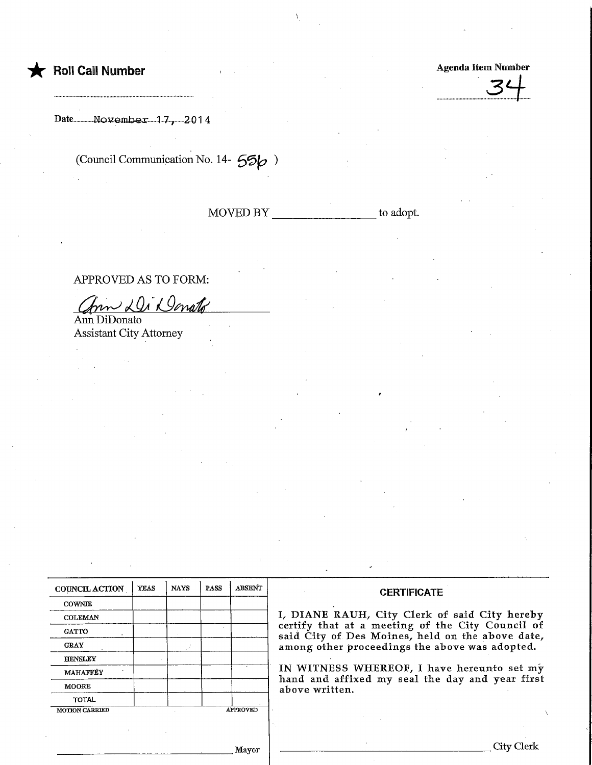★ **Roll Call Number**

**Agenda Item Number**

34

Date November 17, 2014

(Council Communication No. 14- 556 )

MOVED BY ________________ to adopt.

APPROVED AS TO FORM:

Ann DiDonato
Ann DiDonato
Assistant City Attorney

| COUNCIL ACTION | YEAS | NAYS | PASS | ABSENT |
|---|---|---|---|---|
| COWNIE | | | | |
| COLEMAN | | | | |
| GATTO | | | | |
| GRAY | | | | |
| HENSLEY | | | | |
| MAHAFFEY | | | | |
| MOORE | | | | |
| TOTAL | | | | |

MOTION CARRIED APPROVED

________________________ Mayor

**CERTIFICATE**

I, DIANE RAUH, City Clerk of said City hereby certify that at a meeting of the City Council of said City of Des Moines, held on the above date, among other proceedings the above was adopted.

IN WITNESS WHEREOF, I have hereunto set my hand and affixed my seal the day and year first above written.

________________________ City Clerk